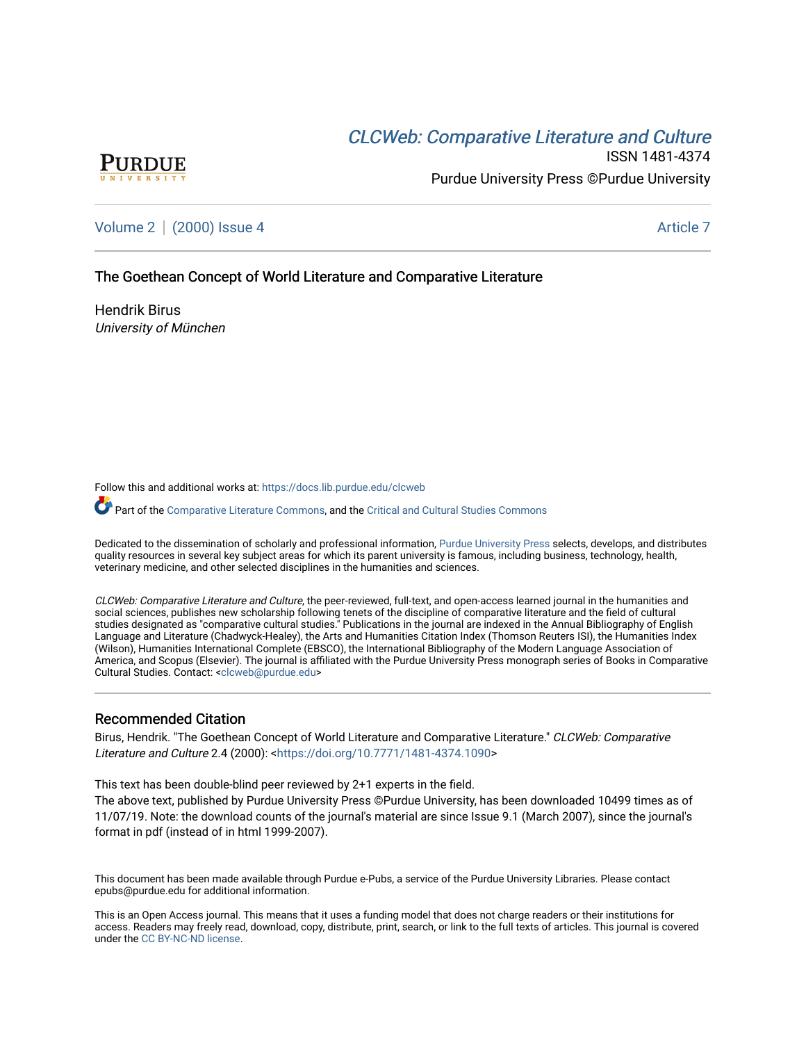# CLCWeb: Comparative Literature and Culture

ISSN 1481-4374

Purdue University Press ©Purdue University

Volume 2 | (2000) Issue 4 | Article 7

## The Goethean Concept of World Literature and Comparative Literature

Hendrik Birus
*University of München*

Follow this and additional works at: https://docs.lib.purdue.edu/clcweb

Part of the Comparative Literature Commons, and the Critical and Cultural Studies Commons

Dedicated to the dissemination of scholarly and professional information, Purdue University Press selects, develops, and distributes quality resources in several key subject areas for which its parent university is famous, including business, technology, health, veterinary medicine, and other selected disciplines in the humanities and sciences.

*CLCWeb: Comparative Literature and Culture*, the peer-reviewed, full-text, and open-access learned journal in the humanities and social sciences, publishes new scholarship following tenets of the discipline of comparative literature and the field of cultural studies designated as "comparative cultural studies." Publications in the journal are indexed in the Annual Bibliography of English Language and Literature (Chadwyck-Healey), the Arts and Humanities Citation Index (Thomson Reuters ISI), the Humanities Index (Wilson), Humanities International Complete (EBSCO), the International Bibliography of the Modern Language Association of America, and Scopus (Elsevier). The journal is affiliated with the Purdue University Press monograph series of Books in Comparative Cultural Studies. Contact: <clcweb@purdue.edu>

## Recommended Citation

Birus, Hendrik. "The Goethean Concept of World Literature and Comparative Literature." *CLCWeb: Comparative Literature and Culture* 2.4 (2000): <https://doi.org/10.7771/1481-4374.1090>

This text has been double-blind peer reviewed by 2+1 experts in the field.
The above text, published by Purdue University Press ©Purdue University, has been downloaded 10499 times as of 11/07/19. Note: the download counts of the journal's material are since Issue 9.1 (March 2007), since the journal's format in pdf (instead of in html 1999-2007).

This document has been made available through Purdue e-Pubs, a service of the Purdue University Libraries. Please contact epubs@purdue.edu for additional information.

This is an Open Access journal. This means that it uses a funding model that does not charge readers or their institutions for access. Readers may freely read, download, copy, distribute, print, search, or link to the full texts of articles. This journal is covered under the CC BY-NC-ND license.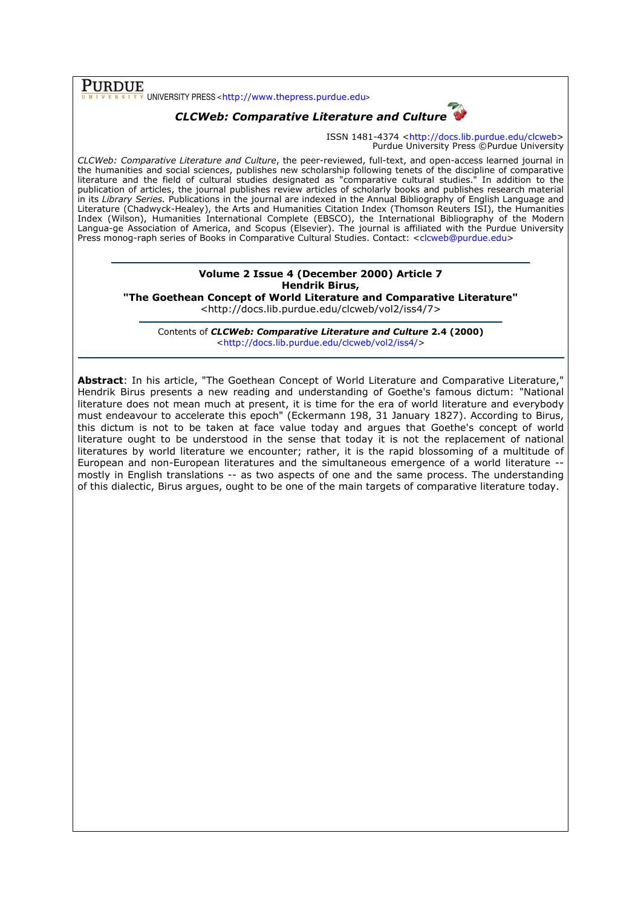PURDUE UNIVERSITY PRESS <http://www.thepress.purdue.edu>

***CLCWeb: Comparative Literature and Culture***

ISSN 1481-4374 <http://docs.lib.purdue.edu/clcweb>
Purdue University Press ©Purdue University

*CLCWeb: Comparative Literature and Culture*, the peer-reviewed, full-text, and open-access learned journal in the humanities and social sciences, publishes new scholarship following tenets of the discipline of comparative literature and the field of cultural studies designated as "comparative cultural studies." In addition to the publication of articles, the journal publishes review articles of scholarly books and publishes research material in its *Library Series.* Publications in the journal are indexed in the Annual Bibliography of English Language and Literature (Chadwyck-Healey), the Arts and Humanities Citation Index (Thomson Reuters ISI), the Humanities Index (Wilson), Humanities International Complete (EBSCO), the International Bibliography of the Modern Langua-ge Association of America, and Scopus (Elsevier). The journal is affiliated with the Purdue University Press monog-raph series of Books in Comparative Cultural Studies. Contact: <clcweb@purdue.edu>

**Volume 2 Issue 4 (December 2000) Article 7**
**Hendrik Birus,**
**"The Goethean Concept of World Literature and Comparative Literature"**
<http://docs.lib.purdue.edu/clcweb/vol2/iss4/7>

Contents of ***CLCWeb: Comparative Literature and Culture* 2.4 (2000)**
<http://docs.lib.purdue.edu/clcweb/vol2/iss4/>

**Abstract**: In his article, "The Goethean Concept of World Literature and Comparative Literature," Hendrik Birus presents a new reading and understanding of Goethe's famous dictum: "National literature does not mean much at present, it is time for the era of world literature and everybody must endeavour to accelerate this epoch" (Eckermann 198, 31 January 1827). According to Birus, this dictum is not to be taken at face value today and argues that Goethe's concept of world literature ought to be understood in the sense that today it is not the replacement of national literatures by world literature we encounter; rather, it is the rapid blossoming of a multitude of European and non-European literatures and the simultaneous emergence of a world literature -- mostly in English translations -- as two aspects of one and the same process. The understanding of this dialectic, Birus argues, ought to be one of the main targets of comparative literature today.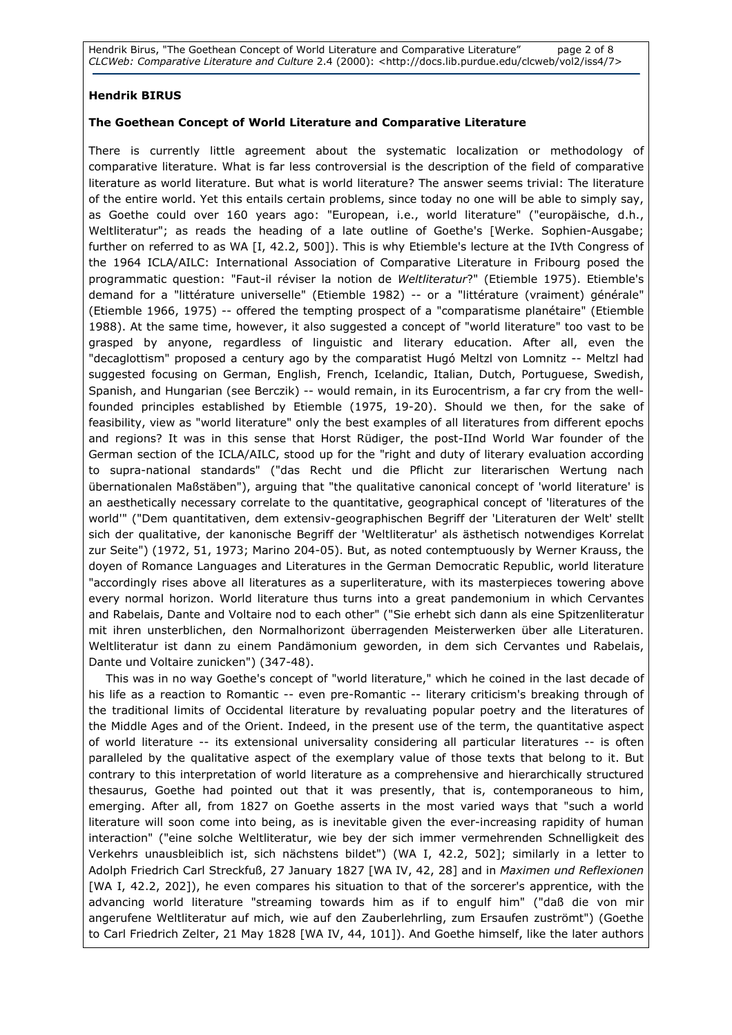**Hendrik BIRUS**

**The Goethean Concept of World Literature and Comparative Literature**

There is currently little agreement about the systematic localization or methodology of comparative literature. What is far less controversial is the description of the field of comparative literature as world literature. But what is world literature? The answer seems trivial: The literature of the entire world. Yet this entails certain problems, since today no one will be able to simply say, as Goethe could over 160 years ago: "European, i.e., world literature" ("europäische, d.h., Weltliteratur"; as reads the heading of a late outline of Goethe's [Werke. Sophien-Ausgabe; further on referred to as WA [I, 42.2, 500]). This is why Etiemble's lecture at the IVth Congress of the 1964 ICLA/AILC: International Association of Comparative Literature in Fribourg posed the programmatic question: "Faut-il réviser la notion de *Weltliteratur*?" (Etiemble 1975). Etiemble's demand for a "littérature universelle" (Etiemble 1982) -- or a "littérature (vraiment) générale" (Etiemble 1966, 1975) -- offered the tempting prospect of a "comparatisme planétaire" (Etiemble 1988). At the same time, however, it also suggested a concept of "world literature" too vast to be grasped by anyone, regardless of linguistic and literary education. After all, even the "decaglottism" proposed a century ago by the comparatist Hugó Meltzl von Lomnitz -- Meltzl had suggested focusing on German, English, French, Icelandic, Italian, Dutch, Portuguese, Swedish, Spanish, and Hungarian (see Berczik) -- would remain, in its Eurocentrism, a far cry from the well-founded principles established by Etiemble (1975, 19-20). Should we then, for the sake of feasibility, view as "world literature" only the best examples of all literatures from different epochs and regions? It was in this sense that Horst Rüdiger, the post-IInd World War founder of the German section of the ICLA/AILC, stood up for the "right and duty of literary evaluation according to supra-national standards" ("das Recht und die Pflicht zur literarischen Wertung nach übernationalen Maßstäben"), arguing that "the qualitative canonical concept of 'world literature' is an aesthetically necessary correlate to the quantitative, geographical concept of 'literatures of the world'" ("Dem quantitativen, dem extensiv-geographischen Begriff der 'Literaturen der Welt' stellt sich der qualitative, der kanonische Begriff der 'Weltliteratur' als ästhetisch notwendiges Korrelat zur Seite") (1972, 51, 1973; Marino 204-05). But, as noted contemptuously by Werner Krauss, the doyen of Romance Languages and Literatures in the German Democratic Republic, world literature "accordingly rises above all literatures as a superliterature, with its masterpieces towering above every normal horizon. World literature thus turns into a great pandemonium in which Cervantes and Rabelais, Dante and Voltaire nod to each other" ("Sie erhebt sich dann als eine Spitzenliteratur mit ihren unsterblichen, den Normalhorizont überragenden Meisterwerken über alle Literaturen. Weltliteratur ist dann zu einem Pandämonium geworden, in dem sich Cervantes und Rabelais, Dante und Voltaire zunicken") (347-48).

This was in no way Goethe's concept of "world literature," which he coined in the last decade of his life as a reaction to Romantic -- even pre-Romantic -- literary criticism's breaking through of the traditional limits of Occidental literature by revaluating popular poetry and the literatures of the Middle Ages and of the Orient. Indeed, in the present use of the term, the quantitative aspect of world literature -- its extensional universality considering all particular literatures -- is often paralleled by the qualitative aspect of the exemplary value of those texts that belong to it. But contrary to this interpretation of world literature as a comprehensive and hierarchically structured thesaurus, Goethe had pointed out that it was presently, that is, contemporaneous to him, emerging. After all, from 1827 on Goethe asserts in the most varied ways that "such a world literature will soon come into being, as is inevitable given the ever-increasing rapidity of human interaction" ("eine solche Weltliteratur, wie bey der sich immer vermehrenden Schnelligkeit des Verkehrs unausbleiblich ist, sich nächstens bildet") (WA I, 42.2, 502]; similarly in a letter to Adolph Friedrich Carl Streckfuß, 27 January 1827 [WA IV, 42, 28] and in *Maximen und Reflexionen* [WA I, 42.2, 202]), he even compares his situation to that of the sorcerer's apprentice, with the advancing world literature "streaming towards him as if to engulf him" ("daß die von mir angerufene Weltliteratur auf mich, wie auf den Zauberlehrling, zum Ersaufen zuströmt") (Goethe to Carl Friedrich Zelter, 21 May 1828 [WA IV, 44, 101]). And Goethe himself, like the later authors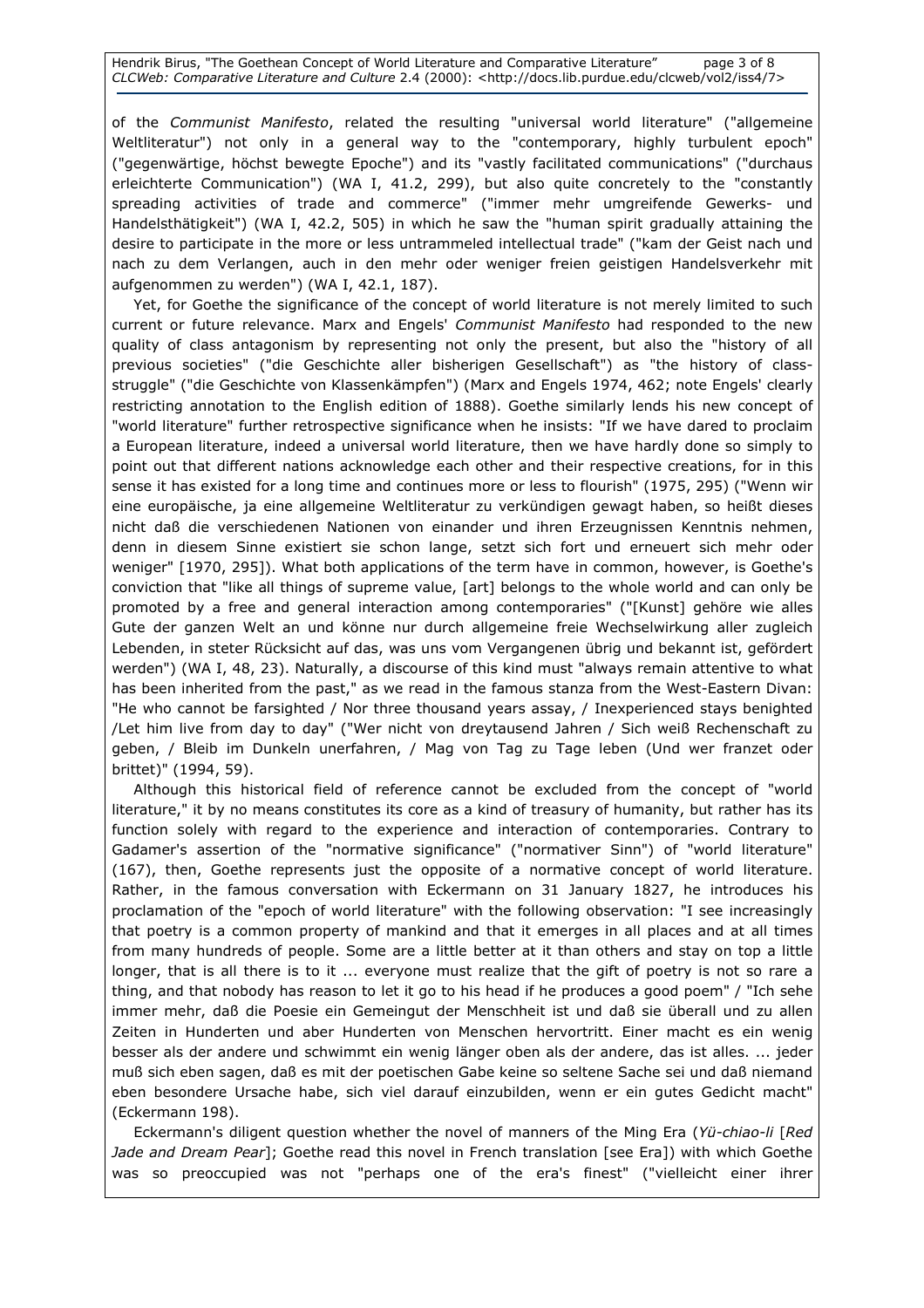of the *Communist Manifesto*, related the resulting "universal world literature" ("allgemeine Weltliteratur") not only in a general way to the "contemporary, highly turbulent epoch" ("gegenwärtige, höchst bewegte Epoche") and its "vastly facilitated communications" ("durchaus erleichterte Communication") (WA I, 41.2, 299), but also quite concretely to the "constantly spreading activities of trade and commerce" ("immer mehr umgreifende Gewerks- und Handelsthätigkeit") (WA I, 42.2, 505) in which he saw the "human spirit gradually attaining the desire to participate in the more or less untrammeled intellectual trade" ("kam der Geist nach und nach zu dem Verlangen, auch in den mehr oder weniger freien geistigen Handelsverkehr mit aufgenommen zu werden") (WA I, 42.1, 187).

Yet, for Goethe the significance of the concept of world literature is not merely limited to such current or future relevance. Marx and Engels' *Communist Manifesto* had responded to the new quality of class antagonism by representing not only the present, but also the "history of all previous societies" ("die Geschichte aller bisherigen Gesellschaft") as "the history of class-struggle" ("die Geschichte von Klassenkämpfen") (Marx and Engels 1974, 462; note Engels' clearly restricting annotation to the English edition of 1888). Goethe similarly lends his new concept of "world literature" further retrospective significance when he insists: "If we have dared to proclaim a European literature, indeed a universal world literature, then we have hardly done so simply to point out that different nations acknowledge each other and their respective creations, for in this sense it has existed for a long time and continues more or less to flourish" (1975, 295) ("Wenn wir eine europäische, ja eine allgemeine Weltliteratur zu verkündigen gewagt haben, so heißt dieses nicht daß die verschiedenen Nationen von einander und ihren Erzeugnissen Kenntnis nehmen, denn in diesem Sinne existiert sie schon lange, setzt sich fort und erneuert sich mehr oder weniger" [1970, 295]). What both applications of the term have in common, however, is Goethe's conviction that "like all things of supreme value, [art] belongs to the whole world and can only be promoted by a free and general interaction among contemporaries" ("[Kunst] gehöre wie alles Gute der ganzen Welt an und könne nur durch allgemeine freie Wechselwirkung aller zugleich Lebenden, in steter Rücksicht auf das, was uns vom Vergangenen übrig und bekannt ist, gefördert werden") (WA I, 48, 23). Naturally, a discourse of this kind must "always remain attentive to what has been inherited from the past," as we read in the famous stanza from the West-Eastern Divan: "He who cannot be farsighted / Nor three thousand years assay, / Inexperienced stays benighted /Let him live from day to day" ("Wer nicht von dreytausend Jahren / Sich weiß Rechenschaft zu geben, / Bleib im Dunkeln unerfahren, / Mag von Tag zu Tage leben (Und wer franzet oder brittet)" (1994, 59).

Although this historical field of reference cannot be excluded from the concept of "world literature," it by no means constitutes its core as a kind of treasury of humanity, but rather has its function solely with regard to the experience and interaction of contemporaries. Contrary to Gadamer's assertion of the "normative significance" ("normativer Sinn") of "world literature" (167), then, Goethe represents just the opposite of a normative concept of world literature. Rather, in the famous conversation with Eckermann on 31 January 1827, he introduces his proclamation of the "epoch of world literature" with the following observation: "I see increasingly that poetry is a common property of mankind and that it emerges in all places and at all times from many hundreds of people. Some are a little better at it than others and stay on top a little longer, that is all there is to it ... everyone must realize that the gift of poetry is not so rare a thing, and that nobody has reason to let it go to his head if he produces a good poem" / "Ich sehe immer mehr, daß die Poesie ein Gemeingut der Menschheit ist und daß sie überall und zu allen Zeiten in Hunderten und aber Hunderten von Menschen hervortritt. Einer macht es ein wenig besser als der andere und schwimmt ein wenig länger oben als der andere, das ist alles. ... jeder muß sich eben sagen, daß es mit der poetischen Gabe keine so seltene Sache sei und daß niemand eben besondere Ursache habe, sich viel darauf einzubilden, wenn er ein gutes Gedicht macht" (Eckermann 198).

Eckermann's diligent question whether the novel of manners of the Ming Era (*Yü-chiao-li* [*Red Jade and Dream Pear*]; Goethe read this novel in French translation [see Era]) with which Goethe was so preoccupied was not "perhaps one of the era's finest" ("vielleicht einer ihrer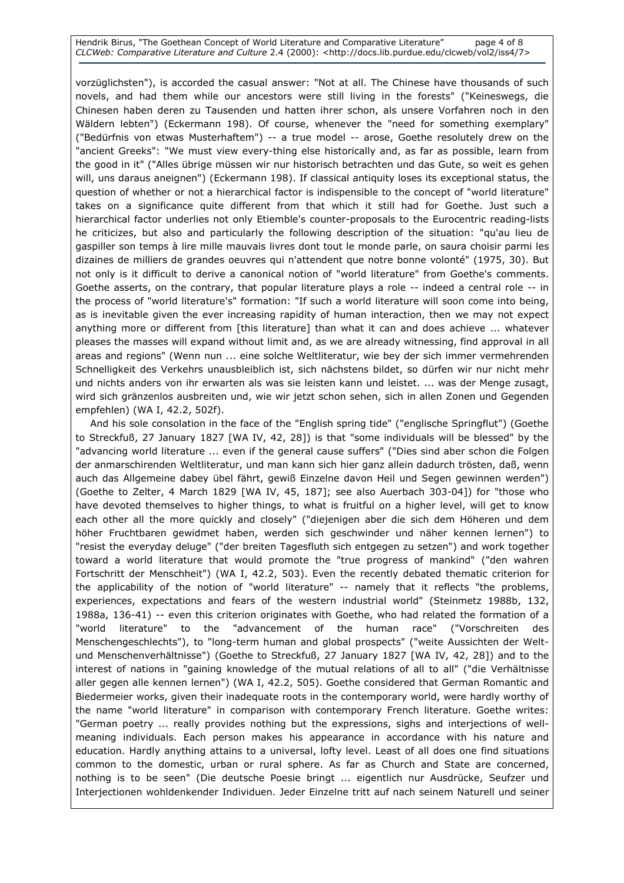vorzüglichsten"), is accorded the casual answer: "Not at all. The Chinese have thousands of such novels, and had them while our ancestors were still living in the forests" ("Keineswegs, die Chinesen haben deren zu Tausenden und hatten ihrer schon, als unsere Vorfahren noch in den Wäldern lebten") (Eckermann 198). Of course, whenever the "need for something exemplary" ("Bedürfnis von etwas Musterhaftem") -- a true model -- arose, Goethe resolutely drew on the "ancient Greeks": "We must view every-thing else historically and, as far as possible, learn from the good in it" ("Alles übrige müssen wir nur historisch betrachten und das Gute, so weit es gehen will, uns daraus aneignen") (Eckermann 198). If classical antiquity loses its exceptional status, the question of whether or not a hierarchical factor is indispensible to the concept of "world literature" takes on a significance quite different from that which it still had for Goethe. Just such a hierarchical factor underlies not only Etiemble's counter-proposals to the Eurocentric reading-lists he criticizes, but also and particularly the following description of the situation: "qu'au lieu de gaspiller son temps à lire mille mauvais livres dont tout le monde parle, on saura choisir parmi les dizaines de milliers de grandes oeuvres qui n'attendent que notre bonne volonté" (1975, 30). But not only is it difficult to derive a canonical notion of "world literature" from Goethe's comments. Goethe asserts, on the contrary, that popular literature plays a role -- indeed a central role -- in the process of "world literature's" formation: "If such a world literature will soon come into being, as is inevitable given the ever increasing rapidity of human interaction, then we may not expect anything more or different from [this literature] than what it can and does achieve ... whatever pleases the masses will expand without limit and, as we are already witnessing, find approval in all areas and regions" (Wenn nun ... eine solche Weltliteratur, wie bey der sich immer vermehrenden Schnelligkeit des Verkehrs unausbleiblich ist, sich nächstens bildet, so dürfen wir nur nicht mehr und nichts anders von ihr erwarten als was sie leisten kann und leistet. ... was der Menge zusagt, wird sich gränzenlos ausbreiten und, wie wir jetzt schon sehen, sich in allen Zonen und Gegenden empfehlen) (WA I, 42.2, 502f).

And his sole consolation in the face of the "English spring tide" ("englische Springflut") (Goethe to Streckfuß, 27 January 1827 [WA IV, 42, 28]) is that "some individuals will be blessed" by the "advancing world literature ... even if the general cause suffers" ("Dies sind aber schon die Folgen der anmarschirenden Weltliteratur, und man kann sich hier ganz allein dadurch trösten, daß, wenn auch das Allgemeine dabey übel fährt, gewiß Einzelne davon Heil und Segen gewinnen werden") (Goethe to Zelter, 4 March 1829 [WA IV, 45, 187]; see also Auerbach 303-04]) for "those who have devoted themselves to higher things, to what is fruitful on a higher level, will get to know each other all the more quickly and closely" ("diejenigen aber die sich dem Höheren und dem höher Fruchtbaren gewidmet haben, werden sich geschwinder und näher kennen lernen") to "resist the everyday deluge" ("der breiten Tagesfluth sich entgegen zu setzen") and work together toward a world literature that would promote the "true progress of mankind" ("den wahren Fortschritt der Menschheit") (WA I, 42.2, 503). Even the recently debated thematic criterion for the applicability of the notion of "world literature" -- namely that it reflects "the problems, experiences, expectations and fears of the western industrial world" (Steinmetz 1988b, 132, 1988a, 136-41) -- even this criterion originates with Goethe, who had related the formation of a "world literature" to the "advancement of the human race" ("Vorschreiten des Menschengeschlechts"), to "long-term human and global prospects" ("weite Aussichten der Welt- und Menschenverhältnisse") (Goethe to Streckfuß, 27 January 1827 [WA IV, 42, 28]) and to the interest of nations in "gaining knowledge of the mutual relations of all to all" ("die Verhältnisse aller gegen alle kennen lernen") (WA I, 42.2, 505). Goethe considered that German Romantic and Biedermeier works, given their inadequate roots in the contemporary world, were hardly worthy of the name "world literature" in comparison with contemporary French literature. Goethe writes: "German poetry ... really provides nothing but the expressions, sighs and interjections of well-meaning individuals. Each person makes his appearance in accordance with his nature and education. Hardly anything attains to a universal, lofty level. Least of all does one find situations common to the domestic, urban or rural sphere. As far as Church and State are concerned, nothing is to be seen" (Die deutsche Poesie bringt ... eigentlich nur Ausdrücke, Seufzer und Interjectionen wohldenkender Individuen. Jeder Einzelne tritt auf nach seinem Naturell und seiner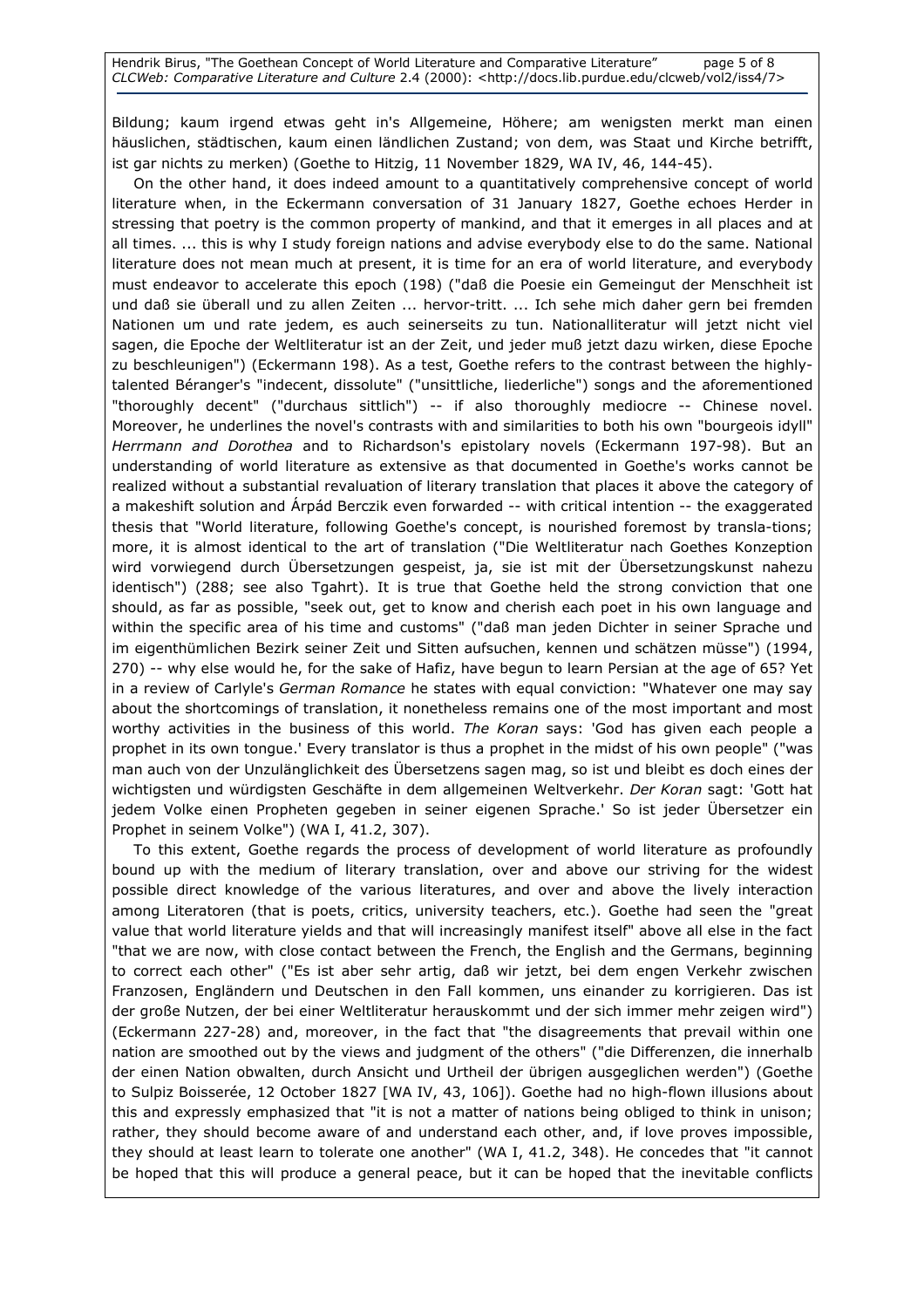Bildung; kaum irgend etwas geht in's Allgemeine, Höhere; am wenigsten merkt man einen häuslichen, städtischen, kaum einen ländlichen Zustand; von dem, was Staat und Kirche betrifft, ist gar nichts zu merken) (Goethe to Hitzig, 11 November 1829, WA IV, 46, 144-45).

On the other hand, it does indeed amount to a quantitatively comprehensive concept of world literature when, in the Eckermann conversation of 31 January 1827, Goethe echoes Herder in stressing that poetry is the common property of mankind, and that it emerges in all places and at all times. ... this is why I study foreign nations and advise everybody else to do the same. National literature does not mean much at present, it is time for an era of world literature, and everybody must endeavor to accelerate this epoch (198) ("daß die Poesie ein Gemeingut der Menschheit ist und daß sie überall und zu allen Zeiten ... hervor-tritt. ... Ich sehe mich daher gern bei fremden Nationen um und rate jedem, es auch seinerseits zu tun. Nationalliteratur will jetzt nicht viel sagen, die Epoche der Weltliteratur ist an der Zeit, und jeder muß jetzt dazu wirken, diese Epoche zu beschleunigen") (Eckermann 198). As a test, Goethe refers to the contrast between the highly-talented Béranger's "indecent, dissolute" ("unsittliche, liederliche") songs and the aforementioned "thoroughly decent" ("durchaus sittlich") -- if also thoroughly mediocre -- Chinese novel. Moreover, he underlines the novel's contrasts with and similarities to both his own "bourgeois idyll" *Herrmann and Dorothea* and to Richardson's epistolary novels (Eckermann 197-98). But an understanding of world literature as extensive as that documented in Goethe's works cannot be realized without a substantial revaluation of literary translation that places it above the category of a makeshift solution and Árpád Berczik even forwarded -- with critical intention -- the exaggerated thesis that "World literature, following Goethe's concept, is nourished foremost by transla-tions; more, it is almost identical to the art of translation ("Die Weltliteratur nach Goethes Konzeption wird vorwiegend durch Übersetzungen gespeist, ja, sie ist mit der Übersetzungskunst nahezu identisch") (288; see also Tgahrt). It is true that Goethe held the strong conviction that one should, as far as possible, "seek out, get to know and cherish each poet in his own language and within the specific area of his time and customs" ("daß man jeden Dichter in seiner Sprache und im eigenthümlichen Bezirk seiner Zeit und Sitten aufsuchen, kennen und schätzen müsse") (1994, 270) -- why else would he, for the sake of Hafiz, have begun to learn Persian at the age of 65? Yet in a review of Carlyle's *German Romance* he states with equal conviction: "Whatever one may say about the shortcomings of translation, it nonetheless remains one of the most important and most worthy activities in the business of this world. *The Koran* says: 'God has given each people a prophet in its own tongue.' Every translator is thus a prophet in the midst of his own people" ("was man auch von der Unzulänglichkeit des Übersetzens sagen mag, so ist und bleibt es doch eines der wichtigsten und würdigsten Geschäfte in dem allgemeinen Weltverkehr. *Der Koran* sagt: 'Gott hat jedem Volke einen Propheten gegeben in seiner eigenen Sprache.' So ist jeder Übersetzer ein Prophet in seinem Volke") (WA I, 41.2, 307).

To this extent, Goethe regards the process of development of world literature as profoundly bound up with the medium of literary translation, over and above our striving for the widest possible direct knowledge of the various literatures, and over and above the lively interaction among Literatoren (that is poets, critics, university teachers, etc.). Goethe had seen the "great value that world literature yields and that will increasingly manifest itself" above all else in the fact "that we are now, with close contact between the French, the English and the Germans, beginning to correct each other" ("Es ist aber sehr artig, daß wir jetzt, bei dem engen Verkehr zwischen Franzosen, Engländern und Deutschen in den Fall kommen, uns einander zu korrigieren. Das ist der große Nutzen, der bei einer Weltliteratur herauskommt und der sich immer mehr zeigen wird") (Eckermann 227-28) and, moreover, in the fact that "the disagreements that prevail within one nation are smoothed out by the views and judgment of the others" ("die Differenzen, die innerhalb der einen Nation obwalten, durch Ansicht und Urtheil der übrigen ausgeglichen werden") (Goethe to Sulpiz Boisserée, 12 October 1827 [WA IV, 43, 106]). Goethe had no high-flown illusions about this and expressly emphasized that "it is not a matter of nations being obliged to think in unison; rather, they should become aware of and understand each other, and, if love proves impossible, they should at least learn to tolerate one another" (WA I, 41.2, 348). He concedes that "it cannot be hoped that this will produce a general peace, but it can be hoped that the inevitable conflicts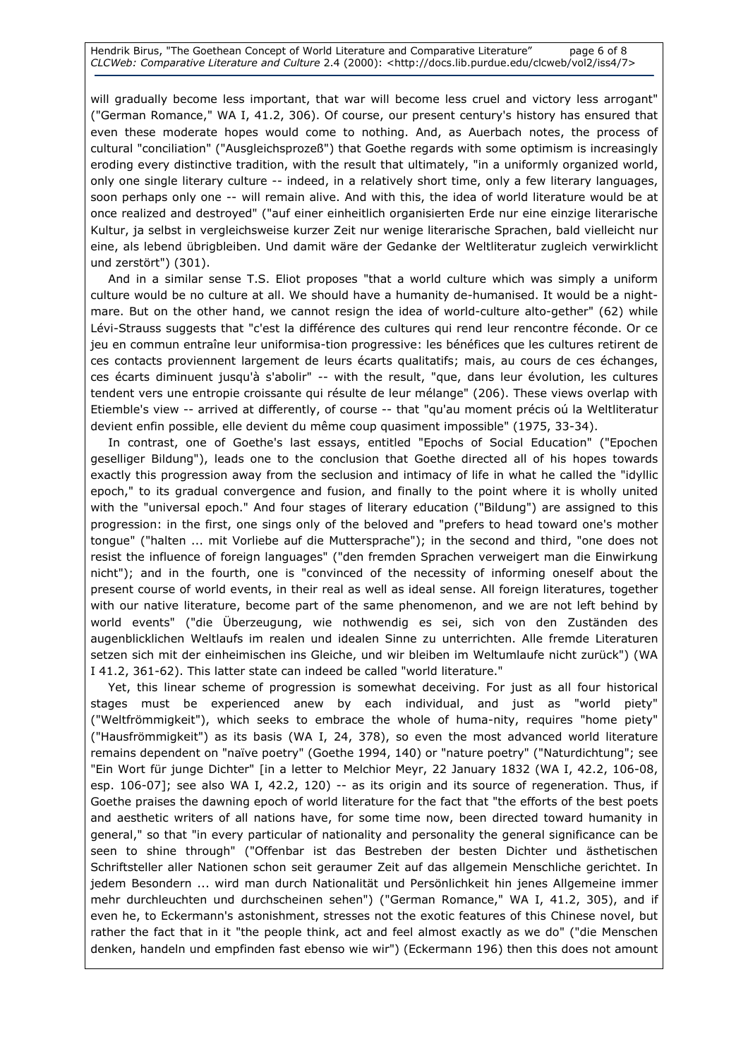will gradually become less important, that war will become less cruel and victory less arrogant" ("German Romance," WA I, 41.2, 306). Of course, our present century's history has ensured that even these moderate hopes would come to nothing. And, as Auerbach notes, the process of cultural "conciliation" ("Ausgleichsprozeß") that Goethe regards with some optimism is increasingly eroding every distinctive tradition, with the result that ultimately, "in a uniformly organized world, only one single literary culture -- indeed, in a relatively short time, only a few literary languages, soon perhaps only one -- will remain alive. And with this, the idea of world literature would be at once realized and destroyed" ("auf einer einheitlich organisierten Erde nur eine einzige literarische Kultur, ja selbst in vergleichsweise kurzer Zeit nur wenige literarische Sprachen, bald vielleicht nur eine, als lebend übrigbleiben. Und damit wäre der Gedanke der Weltliteratur zugleich verwirklicht und zerstört") (301).

And in a similar sense T.S. Eliot proposes "that a world culture which was simply a uniform culture would be no culture at all. We should have a humanity de-humanised. It would be a night-mare. But on the other hand, we cannot resign the idea of world-culture alto-gether" (62) while Lévi-Strauss suggests that "c'est la différence des cultures qui rend leur rencontre féconde. Or ce jeu en commun entraîne leur uniformisa-tion progressive: les bénéfices que les cultures retirent de ces contacts proviennent largement de leurs écarts qualitatifs; mais, au cours de ces échanges, ces écarts diminuent jusqu'à s'abolir" -- with the result, "que, dans leur évolution, les cultures tendent vers une entropie croissante qui résulte de leur mélange" (206). These views overlap with Etiemble's view -- arrived at differently, of course -- that "qu'au moment précis oú la Weltliteratur devient enfin possible, elle devient du même coup quasiment impossible" (1975, 33-34).

In contrast, one of Goethe's last essays, entitled "Epochs of Social Education" ("Epochen geselliger Bildung"), leads one to the conclusion that Goethe directed all of his hopes towards exactly this progression away from the seclusion and intimacy of life in what he called the "idyllic epoch," to its gradual convergence and fusion, and finally to the point where it is wholly united with the "universal epoch." And four stages of literary education ("Bildung") are assigned to this progression: in the first, one sings only of the beloved and "prefers to head toward one's mother tongue" ("halten ... mit Vorliebe auf die Muttersprache"); in the second and third, "one does not resist the influence of foreign languages" ("den fremden Sprachen verweigert man die Einwirkung nicht"); and in the fourth, one is "convinced of the necessity of informing oneself about the present course of world events, in their real as well as ideal sense. All foreign literatures, together with our native literature, become part of the same phenomenon, and we are not left behind by world events" ("die Überzeugung, wie nothwendig es sei, sich von den Zuständen des augenblicklichen Weltlaufs im realen und idealen Sinne zu unterrichten. Alle fremde Literaturen setzen sich mit der einheimischen ins Gleiche, und wir bleiben im Weltumlaufe nicht zurück") (WA I 41.2, 361-62). This latter state can indeed be called "world literature."

Yet, this linear scheme of progression is somewhat deceiving. For just as all four historical stages must be experienced anew by each individual, and just as "world piety" ("Weltfrömmigkeit"), which seeks to embrace the whole of huma-nity, requires "home piety" ("Hausfrömmigkeit") as its basis (WA I, 24, 378), so even the most advanced world literature remains dependent on "naïve poetry" (Goethe 1994, 140) or "nature poetry" ("Naturdichtung"; see "Ein Wort für junge Dichter" [in a letter to Melchior Meyr, 22 January 1832 (WA I, 42.2, 106-08, esp. 106-07]; see also WA I, 42.2, 120) -- as its origin and its source of regeneration. Thus, if Goethe praises the dawning epoch of world literature for the fact that "the efforts of the best poets and aesthetic writers of all nations have, for some time now, been directed toward humanity in general," so that "in every particular of nationality and personality the general significance can be seen to shine through" ("Offenbar ist das Bestreben der besten Dichter und ästhetischen Schriftsteller aller Nationen schon seit geraumer Zeit auf das allgemein Menschliche gerichtet. In jedem Besondern ... wird man durch Nationalität und Persönlichkeit hin jenes Allgemeine immer mehr durchleuchten und durchscheinen sehen") ("German Romance," WA I, 41.2, 305), and if even he, to Eckermann's astonishment, stresses not the exotic features of this Chinese novel, but rather the fact that in it "the people think, act and feel almost exactly as we do" ("die Menschen denken, handeln und empfinden fast ebenso wie wir") (Eckermann 196) then this does not amount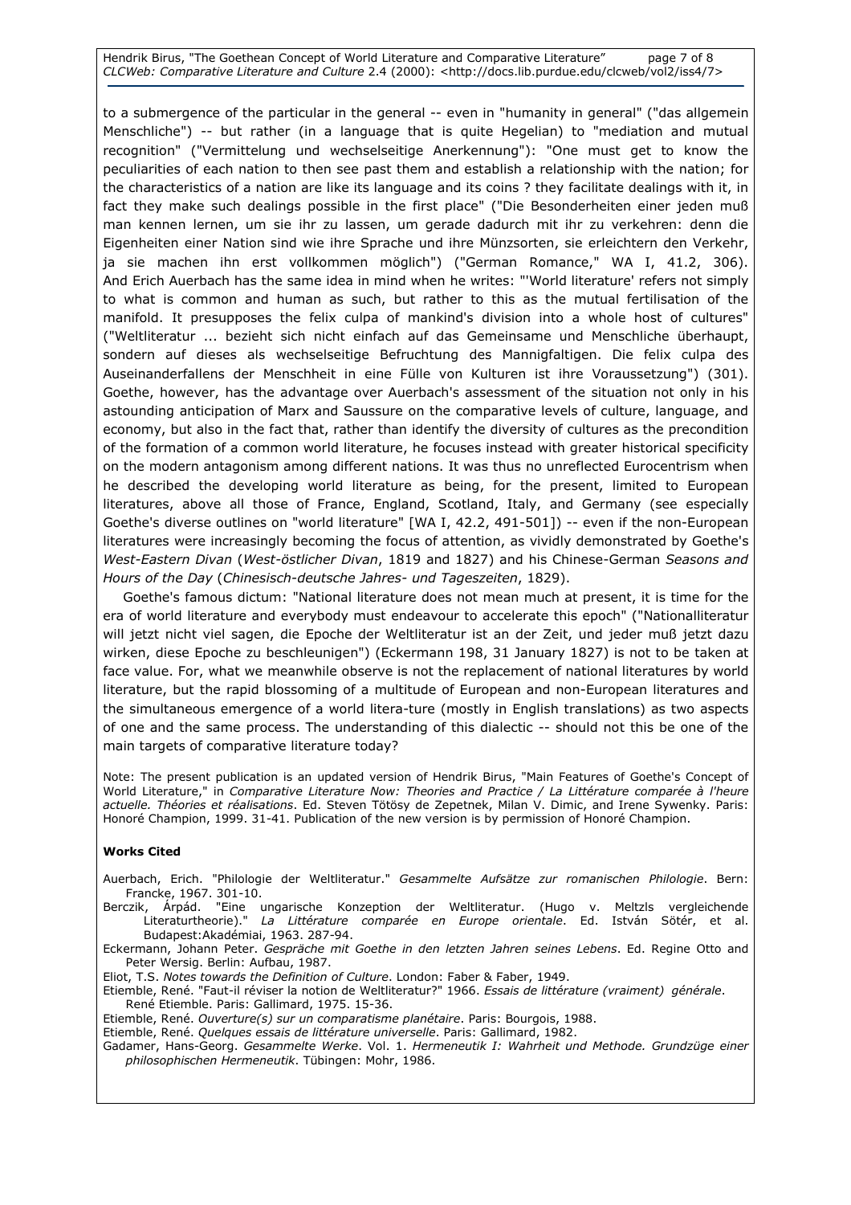to a submergence of the particular in the general -- even in "humanity in general" ("das allgemein Menschliche") -- but rather (in a language that is quite Hegelian) to "mediation and mutual recognition" ("Vermittelung und wechselseitige Anerkennung"): "One must get to know the peculiarities of each nation to then see past them and establish a relationship with the nation; for the characteristics of a nation are like its language and its coins ? they facilitate dealings with it, in fact they make such dealings possible in the first place" ("Die Besonderheiten einer jeden muß man kennen lernen, um sie ihr zu lassen, um gerade dadurch mit ihr zu verkehren: denn die Eigenheiten einer Nation sind wie ihre Sprache und ihre Münzsorten, sie erleichtern den Verkehr, ja sie machen ihn erst vollkommen möglich") ("German Romance," WA I, 41.2, 306). And Erich Auerbach has the same idea in mind when he writes: "'World literature' refers not simply to what is common and human as such, but rather to this as the mutual fertilisation of the manifold. It presupposes the felix culpa of mankind's division into a whole host of cultures" ("Weltliteratur ... bezieht sich nicht einfach auf das Gemeinsame und Menschliche überhaupt, sondern auf dieses als wechselseitige Befruchtung des Mannigfaltigen. Die felix culpa des Auseinanderfallens der Menschheit in eine Fülle von Kulturen ist ihre Voraussetzung") (301). Goethe, however, has the advantage over Auerbach's assessment of the situation not only in his astounding anticipation of Marx and Saussure on the comparative levels of culture, language, and economy, but also in the fact that, rather than identify the diversity of cultures as the precondition of the formation of a common world literature, he focuses instead with greater historical specificity on the modern antagonism among different nations. It was thus no unreflected Eurocentrism when he described the developing world literature as being, for the present, limited to European literatures, above all those of France, England, Scotland, Italy, and Germany (see especially Goethe's diverse outlines on "world literature" [WA I, 42.2, 491-501]) -- even if the non-European literatures were increasingly becoming the focus of attention, as vividly demonstrated by Goethe's *West-Eastern Divan* (*West-östlicher Divan*, 1819 and 1827) and his Chinese-German *Seasons and Hours of the Day* (*Chinesisch-deutsche Jahres- und Tageszeiten*, 1829).

Goethe's famous dictum: "National literature does not mean much at present, it is time for the era of world literature and everybody must endeavour to accelerate this epoch" ("Nationalliteratur will jetzt nicht viel sagen, die Epoche der Weltliteratur ist an der Zeit, und jeder muß jetzt dazu wirken, diese Epoche zu beschleunigen") (Eckermann 198, 31 January 1827) is not to be taken at face value. For, what we meanwhile observe is not the replacement of national literatures by world literature, but the rapid blossoming of a multitude of European and non-European literatures and the simultaneous emergence of a world litera-ture (mostly in English translations) as two aspects of one and the same process. The understanding of this dialectic -- should not this be one of the main targets of comparative literature today?

Note: The present publication is an updated version of Hendrik Birus, "Main Features of Goethe's Concept of World Literature," in *Comparative Literature Now: Theories and Practice / La Littérature comparée à l'heure actuelle. Théories et réalisations*. Ed. Steven Tötösy de Zepetnek, Milan V. Dimic, and Irene Sywenky. Paris: Honoré Champion, 1999. 31-41. Publication of the new version is by permission of Honoré Champion.

**Works Cited**

Auerbach, Erich. "Philologie der Weltliteratur." *Gesammelte Aufsätze zur romanischen Philologie*. Bern: Francke, 1967. 301-10.

Berczik, Árpád. "Eine ungarische Konzeption der Weltliteratur. (Hugo v. Meltzls vergleichende Literaturtheorie)." *La Littérature comparée en Europe orientale*. Ed. István Sötér, et al. Budapest:Akadémiai, 1963. 287-94.

Eckermann, Johann Peter. *Gespräche mit Goethe in den letzten Jahren seines Lebens*. Ed. Regine Otto and Peter Wersig. Berlin: Aufbau, 1987.

Eliot, T.S. *Notes towards the Definition of Culture*. London: Faber & Faber, 1949.

Etiemble, René. "Faut-il réviser la notion de Weltliteratur?" 1966. *Essais de littérature (vraiment) générale*. René Etiemble. Paris: Gallimard, 1975. 15-36.

Etiemble, René. *Ouverture(s) sur un comparatisme planétaire*. Paris: Bourgois, 1988.

Etiemble, René. *Quelques essais de littérature universelle*. Paris: Gallimard, 1982.

Gadamer, Hans-Georg. *Gesammelte Werke*. Vol. 1. *Hermeneutik I: Wahrheit und Methode. Grundzüge einer philosophischen Hermeneutik*. Tübingen: Mohr, 1986.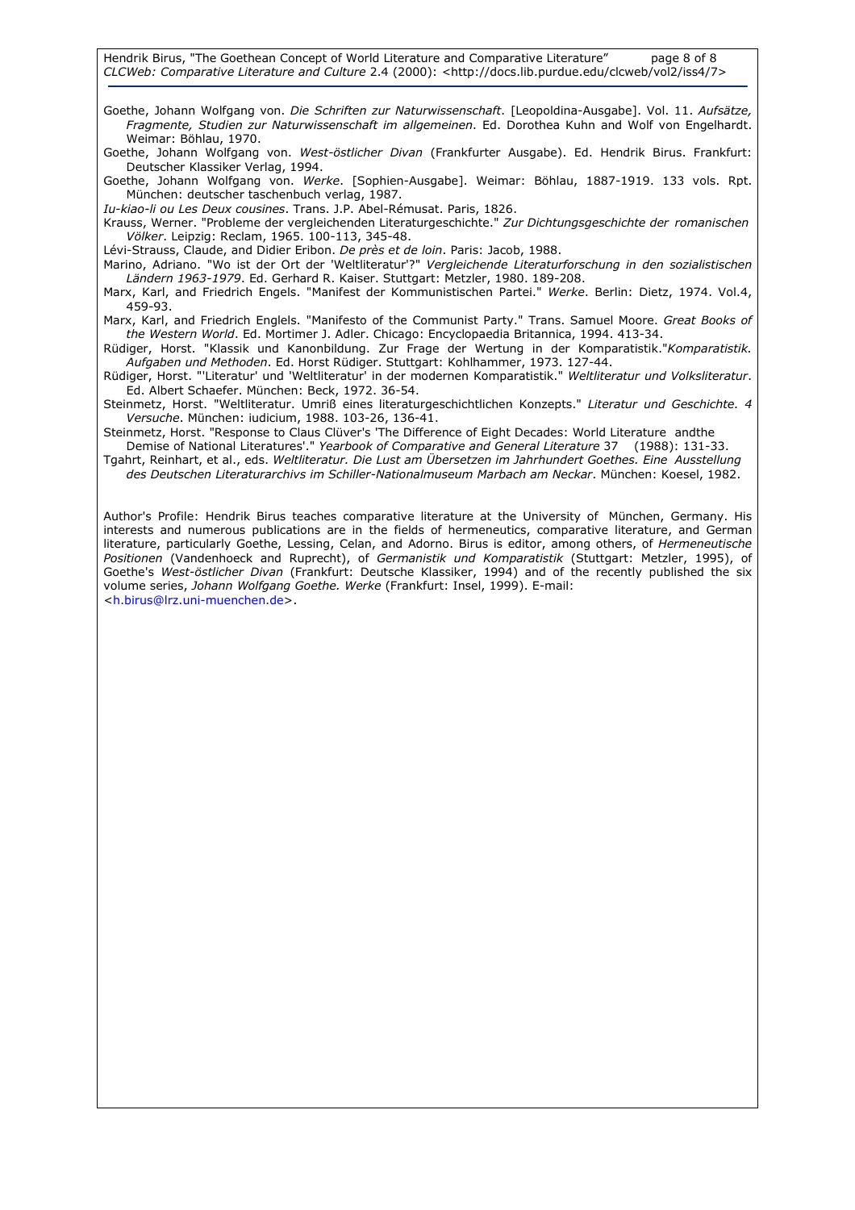Goethe, Johann Wolfgang von. *Die Schriften zur Naturwissenschaft*. [Leopoldina-Ausgabe]. Vol. 11. *Aufsätze, Fragmente, Studien zur Naturwissenschaft im allgemeinen*. Ed. Dorothea Kuhn and Wolf von Engelhardt. Weimar: Böhlau, 1970.

Goethe, Johann Wolfgang von. *West-östlicher Divan* (Frankfurter Ausgabe). Ed. Hendrik Birus. Frankfurt: Deutscher Klassiker Verlag, 1994.

Goethe, Johann Wolfgang von. *Werke*. [Sophien-Ausgabe]. Weimar: Böhlau, 1887-1919. 133 vols. Rpt. München: deutscher taschenbuch verlag, 1987.

*Iu-kiao-li ou Les Deux cousines*. Trans. J.P. Abel-Rémusat. Paris, 1826.

Krauss, Werner. "Probleme der vergleichenden Literaturgeschichte." *Zur Dichtungsgeschichte der romanischen Völker*. Leipzig: Reclam, 1965. 100-113, 345-48.

Lévi-Strauss, Claude, and Didier Eribon. *De près et de loin*. Paris: Jacob, 1988.

Marino, Adriano. "Wo ist der Ort der 'Weltliteratur'?" *Vergleichende Literaturforschung in den sozialistischen Ländern 1963-1979*. Ed. Gerhard R. Kaiser. Stuttgart: Metzler, 1980. 189-208.

Marx, Karl, and Friedrich Engels. "Manifest der Kommunistischen Partei." *Werke*. Berlin: Dietz, 1974. Vol.4, 459-93.

Marx, Karl, and Friedrich Englels. "Manifesto of the Communist Party." Trans. Samuel Moore. *Great Books of the Western World*. Ed. Mortimer J. Adler. Chicago: Encyclopaedia Britannica, 1994. 413-34.

Rüdiger, Horst. "Klassik und Kanonbildung. Zur Frage der Wertung in der Komparatistik."*Komparatistik. Aufgaben und Methoden*. Ed. Horst Rüdiger. Stuttgart: Kohlhammer, 1973. 127-44.

Rüdiger, Horst. "'Literatur' und 'Weltliteratur' in der modernen Komparatistik." *Weltliteratur und Volksliteratur*. Ed. Albert Schaefer. München: Beck, 1972. 36-54.

Steinmetz, Horst. "Weltliteratur. Umriß eines literaturgeschichtlichen Konzepts." *Literatur und Geschichte. 4 Versuche*. München: iudicium, 1988. 103-26, 136-41.

Steinmetz, Horst. "Response to Claus Clüver's 'The Difference of Eight Decades: World Literature andthe Demise of National Literatures'." *Yearbook of Comparative and General Literature* 37 (1988): 131-33.

Tgahrt, Reinhart, et al., eds. *Weltliteratur. Die Lust am Übersetzen im Jahrhundert Goethes. Eine Ausstellung des Deutschen Literaturarchivs im Schiller-Nationalmuseum Marbach am Neckar*. München: Koesel, 1982.

Author's Profile: Hendrik Birus teaches comparative literature at the University of München, Germany. His interests and numerous publications are in the fields of hermeneutics, comparative literature, and German literature, particularly Goethe, Lessing, Celan, and Adorno. Birus is editor, among others, of *Hermeneutische Positionen* (Vandenhoeck and Ruprecht), of *Germanistik und Komparatistik* (Stuttgart: Metzler, 1995), of Goethe's *West-östlicher Divan* (Frankfurt: Deutsche Klassiker, 1994) and of the recently published the six volume series, *Johann Wolfgang Goethe. Werke* (Frankfurt: Insel, 1999). E-mail: <h.birus@lrz.uni-muenchen.de>.